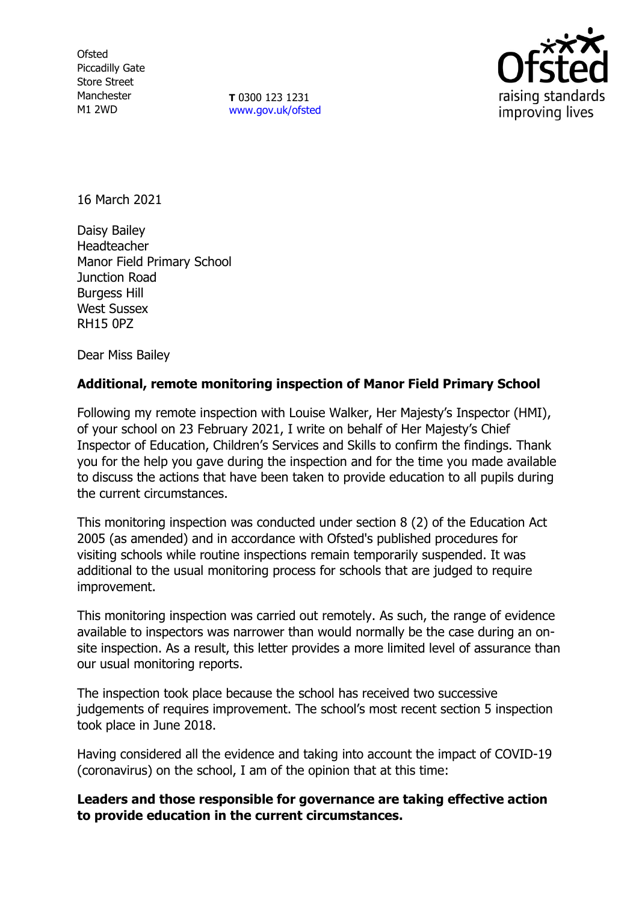Ofsted
Piccadilly Gate
Store Street
Manchester
M1 2WD

**T** 0300 123 1231
www.gov.uk/ofsted

16 March 2021

Daisy Bailey
Headteacher
Manor Field Primary School
Junction Road
Burgess Hill
West Sussex
RH15 0PZ

Dear Miss Bailey

**Additional, remote monitoring inspection of Manor Field Primary School**

Following my remote inspection with Louise Walker, Her Majesty's Inspector (HMI), of your school on 23 February 2021, I write on behalf of Her Majesty's Chief Inspector of Education, Children's Services and Skills to confirm the findings. Thank you for the help you gave during the inspection and for the time you made available to discuss the actions that have been taken to provide education to all pupils during the current circumstances.

This monitoring inspection was conducted under section 8 (2) of the Education Act 2005 (as amended) and in accordance with Ofsted's published procedures for visiting schools while routine inspections remain temporarily suspended. It was additional to the usual monitoring process for schools that are judged to require improvement.

This monitoring inspection was carried out remotely. As such, the range of evidence available to inspectors was narrower than would normally be the case during an on-site inspection. As a result, this letter provides a more limited level of assurance than our usual monitoring reports.

The inspection took place because the school has received two successive judgements of requires improvement. The school's most recent section 5 inspection took place in June 2018.

Having considered all the evidence and taking into account the impact of COVID-19 (coronavirus) on the school, I am of the opinion that at this time:

**Leaders and those responsible for governance are taking effective action to provide education in the current circumstances.**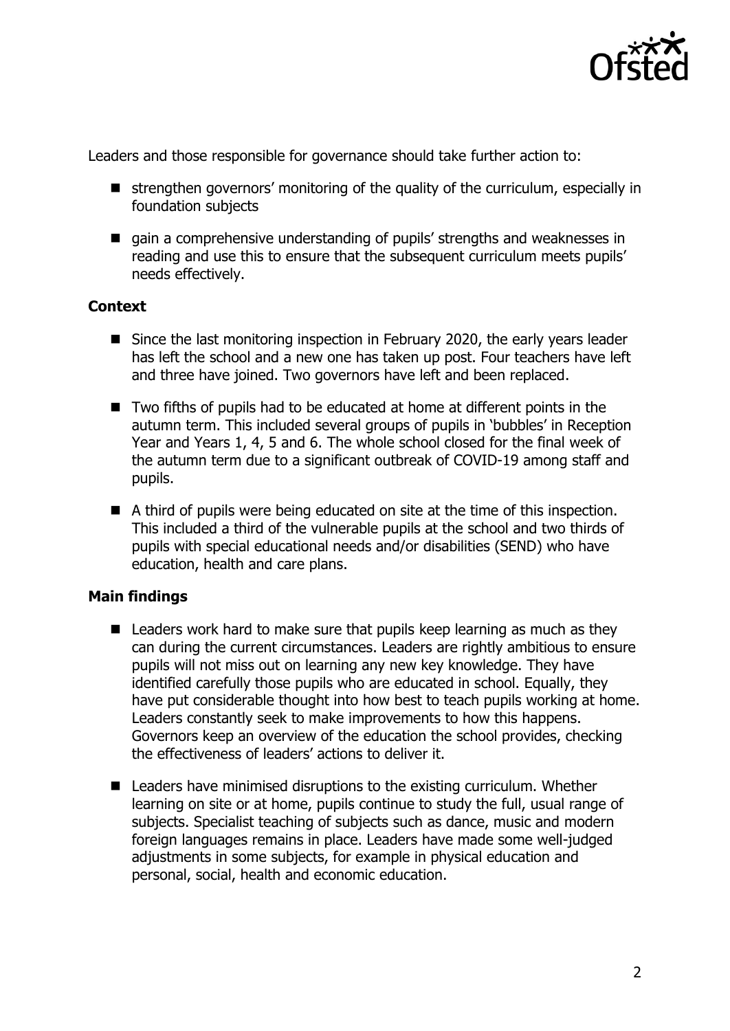Leaders and those responsible for governance should take further action to:

- strengthen governors' monitoring of the quality of the curriculum, especially in foundation subjects
- gain a comprehensive understanding of pupils' strengths and weaknesses in reading and use this to ensure that the subsequent curriculum meets pupils' needs effectively.

**Context**

- Since the last monitoring inspection in February 2020, the early years leader has left the school and a new one has taken up post. Four teachers have left and three have joined. Two governors have left and been replaced.
- Two fifths of pupils had to be educated at home at different points in the autumn term. This included several groups of pupils in 'bubbles' in Reception Year and Years 1, 4, 5 and 6. The whole school closed for the final week of the autumn term due to a significant outbreak of COVID-19 among staff and pupils.
- A third of pupils were being educated on site at the time of this inspection. This included a third of the vulnerable pupils at the school and two thirds of pupils with special educational needs and/or disabilities (SEND) who have education, health and care plans.

**Main findings**

- Leaders work hard to make sure that pupils keep learning as much as they can during the current circumstances. Leaders are rightly ambitious to ensure pupils will not miss out on learning any new key knowledge. They have identified carefully those pupils who are educated in school. Equally, they have put considerable thought into how best to teach pupils working at home. Leaders constantly seek to make improvements to how this happens. Governors keep an overview of the education the school provides, checking the effectiveness of leaders' actions to deliver it.
- Leaders have minimised disruptions to the existing curriculum. Whether learning on site or at home, pupils continue to study the full, usual range of subjects. Specialist teaching of subjects such as dance, music and modern foreign languages remains in place. Leaders have made some well-judged adjustments in some subjects, for example in physical education and personal, social, health and economic education.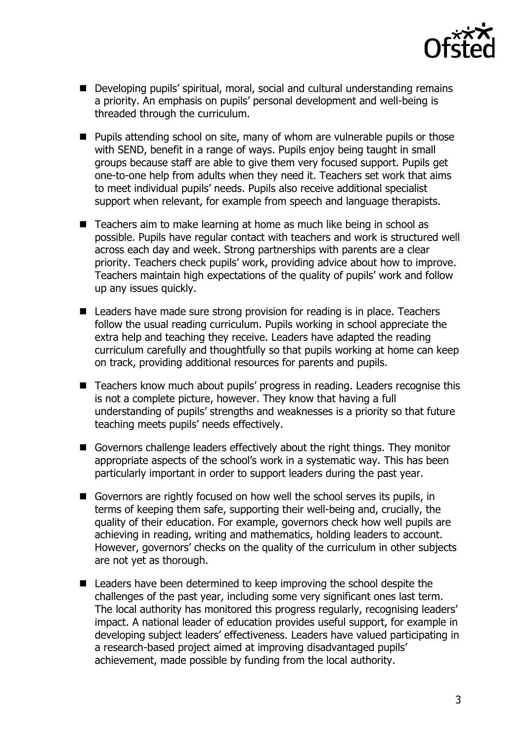- Developing pupils' spiritual, moral, social and cultural understanding remains a priority. An emphasis on pupils' personal development and well-being is threaded through the curriculum.

- Pupils attending school on site, many of whom are vulnerable pupils or those with SEND, benefit in a range of ways. Pupils enjoy being taught in small groups because staff are able to give them very focused support. Pupils get one-to-one help from adults when they need it. Teachers set work that aims to meet individual pupils' needs. Pupils also receive additional specialist support when relevant, for example from speech and language therapists.

- Teachers aim to make learning at home as much like being in school as possible. Pupils have regular contact with teachers and work is structured well across each day and week. Strong partnerships with parents are a clear priority. Teachers check pupils' work, providing advice about how to improve. Teachers maintain high expectations of the quality of pupils' work and follow up any issues quickly.

- Leaders have made sure strong provision for reading is in place. Teachers follow the usual reading curriculum. Pupils working in school appreciate the extra help and teaching they receive. Leaders have adapted the reading curriculum carefully and thoughtfully so that pupils working at home can keep on track, providing additional resources for parents and pupils.

- Teachers know much about pupils' progress in reading. Leaders recognise this is not a complete picture, however. They know that having a full understanding of pupils' strengths and weaknesses is a priority so that future teaching meets pupils' needs effectively.

- Governors challenge leaders effectively about the right things. They monitor appropriate aspects of the school's work in a systematic way. This has been particularly important in order to support leaders during the past year.

- Governors are rightly focused on how well the school serves its pupils, in terms of keeping them safe, supporting their well-being and, crucially, the quality of their education. For example, governors check how well pupils are achieving in reading, writing and mathematics, holding leaders to account. However, governors' checks on the quality of the curriculum in other subjects are not yet as thorough.

- Leaders have been determined to keep improving the school despite the challenges of the past year, including some very significant ones last term. The local authority has monitored this progress regularly, recognising leaders' impact. A national leader of education provides useful support, for example in developing subject leaders' effectiveness. Leaders have valued participating in a research-based project aimed at improving disadvantaged pupils' achievement, made possible by funding from the local authority.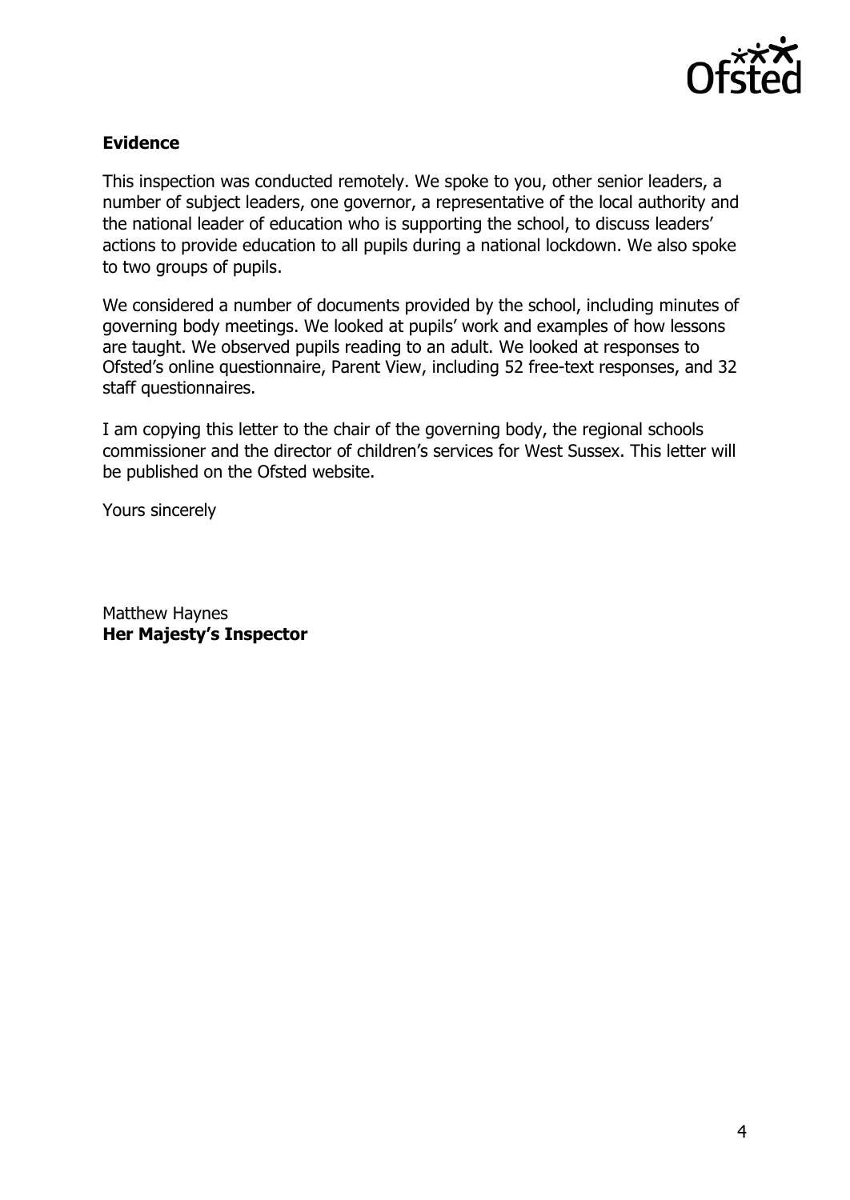**Evidence**

This inspection was conducted remotely. We spoke to you, other senior leaders, a number of subject leaders, one governor, a representative of the local authority and the national leader of education who is supporting the school, to discuss leaders' actions to provide education to all pupils during a national lockdown. We also spoke to two groups of pupils.

We considered a number of documents provided by the school, including minutes of governing body meetings. We looked at pupils' work and examples of how lessons are taught. We observed pupils reading to an adult. We looked at responses to Ofsted's online questionnaire, Parent View, including 52 free-text responses, and 32 staff questionnaires.

I am copying this letter to the chair of the governing body, the regional schools commissioner and the director of children's services for West Sussex. This letter will be published on the Ofsted website.

Yours sincerely

Matthew Haynes
**Her Majesty's Inspector**